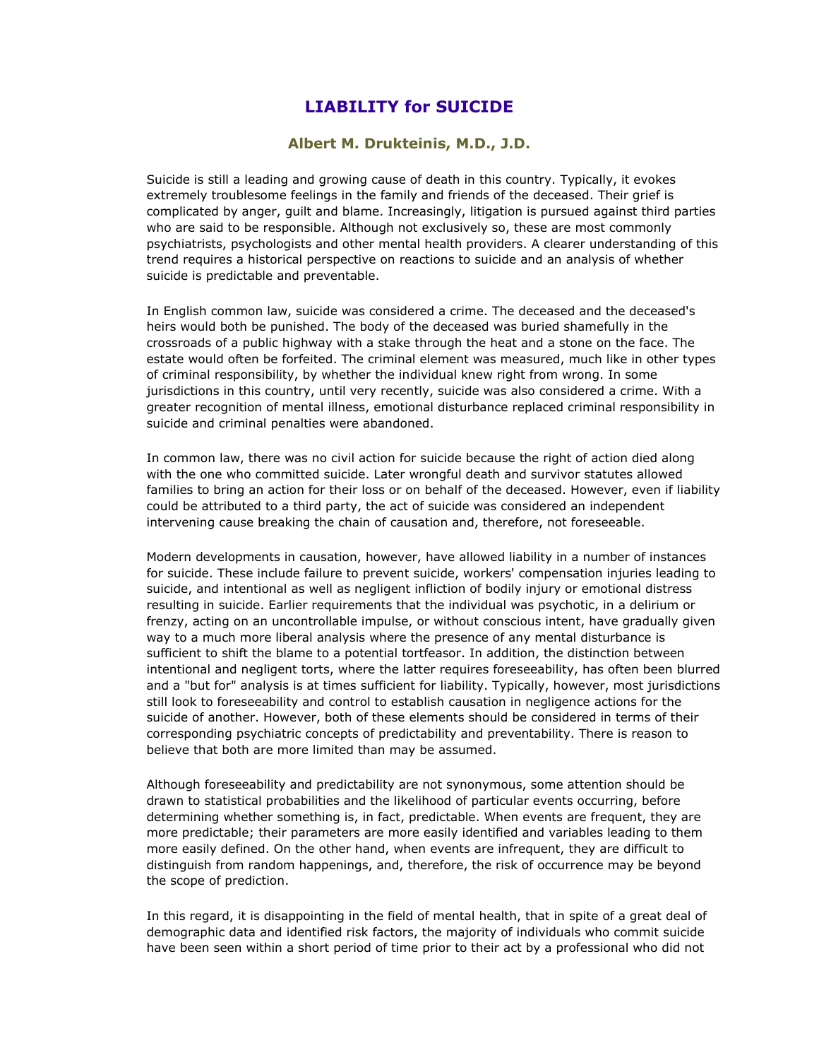# LIABILITY for SUICIDE

### Albert M. Drukteinis, M.D., J.D.

Suicide is still a leading and growing cause of death in this country. Typically, it evokes extremely troublesome feelings in the family and friends of the deceased. Their grief is complicated by anger, guilt and blame. Increasingly, litigation is pursued against third parties who are said to be responsible. Although not exclusively so, these are most commonly psychiatrists, psychologists and other mental health providers. A clearer understanding of this trend requires a historical perspective on reactions to suicide and an analysis of whether suicide is predictable and preventable.

In English common law, suicide was considered a crime. The deceased and the deceased's heirs would both be punished. The body of the deceased was buried shamefully in the crossroads of a public highway with a stake through the heat and a stone on the face. The estate would often be forfeited. The criminal element was measured, much like in other types of criminal responsibility, by whether the individual knew right from wrong. In some jurisdictions in this country, until very recently, suicide was also considered a crime. With a greater recognition of mental illness, emotional disturbance replaced criminal responsibility in suicide and criminal penalties were abandoned.

In common law, there was no civil action for suicide because the right of action died along with the one who committed suicide. Later wrongful death and survivor statutes allowed families to bring an action for their loss or on behalf of the deceased. However, even if liability could be attributed to a third party, the act of suicide was considered an independent intervening cause breaking the chain of causation and, therefore, not foreseeable.

Modern developments in causation, however, have allowed liability in a number of instances for suicide. These include failure to prevent suicide, workers' compensation injuries leading to suicide, and intentional as well as negligent infliction of bodily injury or emotional distress resulting in suicide. Earlier requirements that the individual was psychotic, in a delirium or frenzy, acting on an uncontrollable impulse, or without conscious intent, have gradually given way to a much more liberal analysis where the presence of any mental disturbance is sufficient to shift the blame to a potential tortfeasor. In addition, the distinction between intentional and negligent torts, where the latter requires foreseeability, has often been blurred and a "but for" analysis is at times sufficient for liability. Typically, however, most jurisdictions still look to foreseeability and control to establish causation in negligence actions for the suicide of another. However, both of these elements should be considered in terms of their corresponding psychiatric concepts of predictability and preventability. There is reason to believe that both are more limited than may be assumed.

Although foreseeability and predictability are not synonymous, some attention should be drawn to statistical probabilities and the likelihood of particular events occurring, before determining whether something is, in fact, predictable. When events are frequent, they are more predictable; their parameters are more easily identified and variables leading to them more easily defined. On the other hand, when events are infrequent, they are difficult to distinguish from random happenings, and, therefore, the risk of occurrence may be beyond the scope of prediction.

In this regard, it is disappointing in the field of mental health, that in spite of a great deal of demographic data and identified risk factors, the majority of individuals who commit suicide have been seen within a short period of time prior to their act by a professional who did not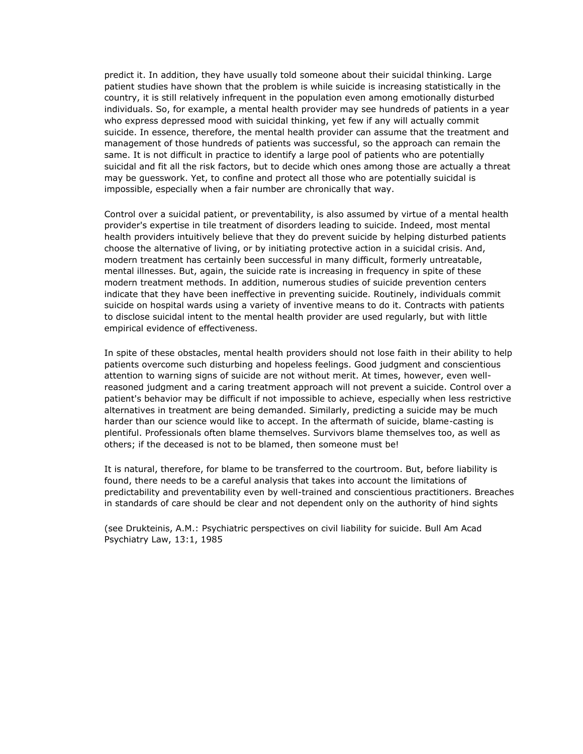predict it. In addition, they have usually told someone about their suicidal thinking. Large patient studies have shown that the problem is while suicide is increasing statistically in the country, it is still relatively infrequent in the population even among emotionally disturbed individuals. So, for example, a mental health provider may see hundreds of patients in a year who express depressed mood with suicidal thinking, yet few if any will actually commit suicide. In essence, therefore, the mental health provider can assume that the treatment and management of those hundreds of patients was successful, so the approach can remain the same. It is not difficult in practice to identify a large pool of patients who are potentially suicidal and fit all the risk factors, but to decide which ones among those are actually a threat may be guesswork. Yet, to confine and protect all those who are potentially suicidal is impossible, especially when a fair number are chronically that way.

Control over a suicidal patient, or preventability, is also assumed by virtue of a mental health provider's expertise in tile treatment of disorders leading to suicide. Indeed, most mental health providers intuitively believe that they do prevent suicide by helping disturbed patients choose the alternative of living, or by initiating protective action in a suicidal crisis. And, modern treatment has certainly been successful in many difficult, formerly untreatable, mental illnesses. But, again, the suicide rate is increasing in frequency in spite of these modern treatment methods. In addition, numerous studies of suicide prevention centers indicate that they have been ineffective in preventing suicide. Routinely, individuals commit suicide on hospital wards using a variety of inventive means to do it. Contracts with patients to disclose suicidal intent to the mental health provider are used regularly, but with little empirical evidence of effectiveness.

In spite of these obstacles, mental health providers should not lose faith in their ability to help patients overcome such disturbing and hopeless feelings. Good judgment and conscientious attention to warning signs of suicide are not without merit. At times, however, even well-reasoned judgment and a caring treatment approach will not prevent a suicide. Control over a patient's behavior may be difficult if not impossible to achieve, especially when less restrictive alternatives in treatment are being demanded. Similarly, predicting a suicide may be much harder than our science would like to accept. In the aftermath of suicide, blame-casting is plentiful. Professionals often blame themselves. Survivors blame themselves too, as well as others; if the deceased is not to be blamed, then someone must be!

It is natural, therefore, for blame to be transferred to the courtroom. But, before liability is found, there needs to be a careful analysis that takes into account the limitations of predictability and preventability even by well-trained and conscientious practitioners. Breaches in standards of care should be clear and not dependent only on the authority of hind sights

(see Drukteinis, A.M.: Psychiatric perspectives on civil liability for suicide. Bull Am Acad Psychiatry Law, 13:1, 1985